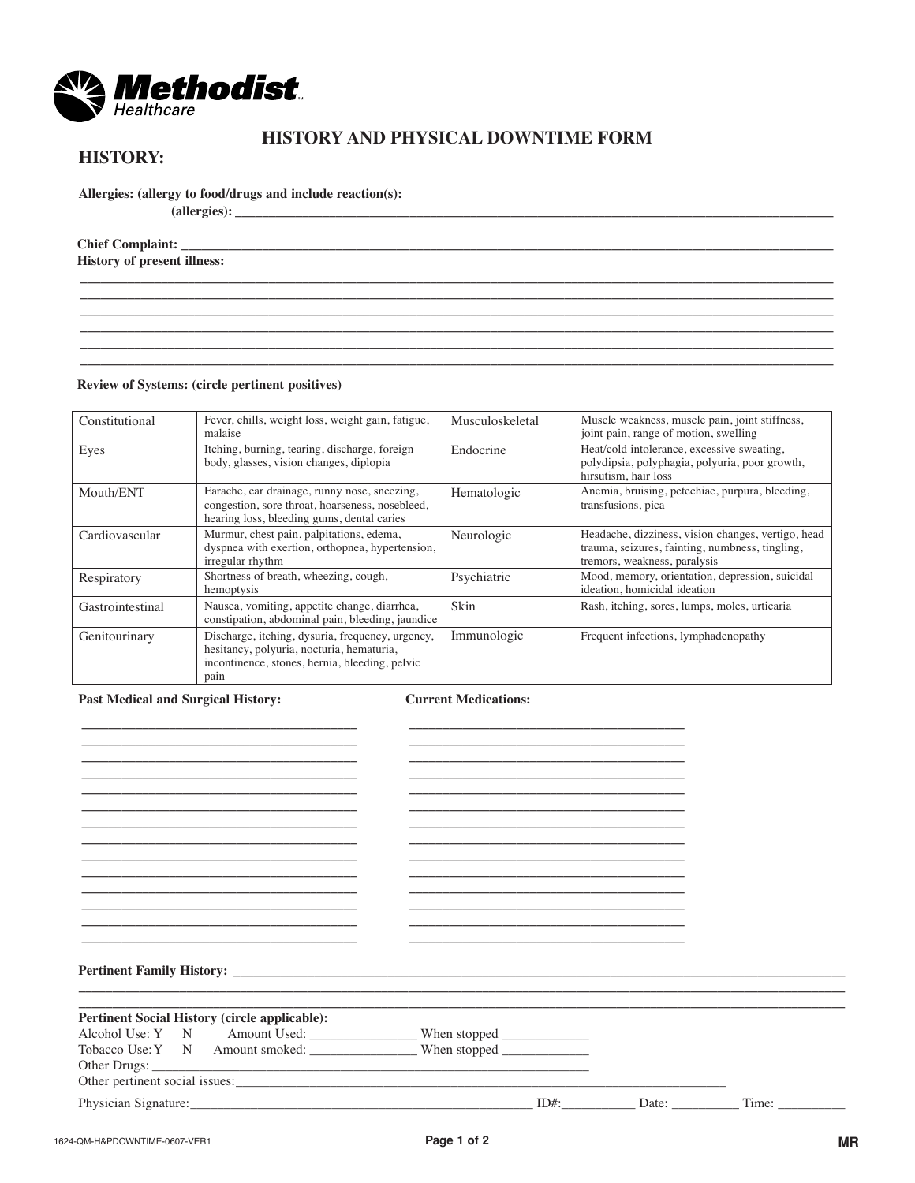Methodist Healthcare

# HISTORY AND PHYSICAL DOWNTIME FORM

## HISTORY:

**Allergies: (allergy to food/drugs and include reaction(s):**
**(allergies):** ______________________________________________________________

**Chief Complaint:** ______________________________________________________________

**History of present illness:**

______________________________________________________________
______________________________________________________________
______________________________________________________________
______________________________________________________________
______________________________________________________________
______________________________________________________________

**Review of Systems: (circle pertinent positives)**

| | | | |
|---|---|---|---|
| Constitutional | Fever, chills, weight loss, weight gain, fatigue, malaise | Musculoskeletal | Muscle weakness, muscle pain, joint stiffness, joint pain, range of motion, swelling |
| Eyes | Itching, burning, tearing, discharge, foreign body, glasses, vision changes, diplopia | Endocrine | Heat/cold intolerance, excessive sweating, polydipsia, polyphagia, polyuria, poor growth, hirsutism, hair loss |
| Mouth/ENT | Earache, ear drainage, runny nose, sneezing, congestion, sore throat, hoarseness, nosebleed, hearing loss, bleeding gums, dental caries | Hematologic | Anemia, bruising, petechiae, purpura, bleeding, transfusions, pica |
| Cardiovascular | Murmur, chest pain, palpitations, edema, dyspnea with exertion, orthopnea, hypertension, irregular rhythm | Neurologic | Headache, dizziness, vision changes, vertigo, head trauma, seizures, fainting, numbness, tingling, tremors, weakness, paralysis |
| Respiratory | Shortness of breath, wheezing, cough, hemoptysis | Psychiatric | Mood, memory, orientation, depression, suicidal ideation, homicidal ideation |
| Gastrointestinal | Nausea, vomiting, appetite change, diarrhea, constipation, abdominal pain, bleeding, jaundice | Skin | Rash, itching, sores, lumps, moles, urticaria |
| Genitourinary | Discharge, itching, dysuria, frequency, urgency, hesitancy, polyuria, nocturia, hematuria, incontinence, stones, hernia, bleeding, pelvic pain | Immunologic | Frequent infections, lymphadenopathy |

**Past Medical and Surgical History:**

______________________________________
______________________________________
______________________________________
______________________________________
______________________________________
______________________________________
______________________________________
______________________________________
______________________________________
______________________________________
______________________________________
______________________________________
______________________________________
______________________________________

**Current Medications:**

______________________________________
______________________________________
______________________________________
______________________________________
______________________________________
______________________________________
______________________________________
______________________________________
______________________________________
______________________________________
______________________________________
______________________________________
______________________________________
______________________________________

**Pertinent Family History:** ______________________________________________________________
______________________________________________________________
______________________________________________________________

**Pertinent Social History (circle applicable):**

Alcohol Use: Y N Amount Used: _______________ When stopped ____________

Tobacco Use: Y N Amount smoked: _______________ When stopped ____________

Other Drugs: ______________________________________________________________

Other pertinent social issues: ______________________________________________________________

Physician Signature: ____________________________________________ ID#: __________ Date: __________ Time: __________

1624-QM-H&PDOWNTIME-0607-VER1

MR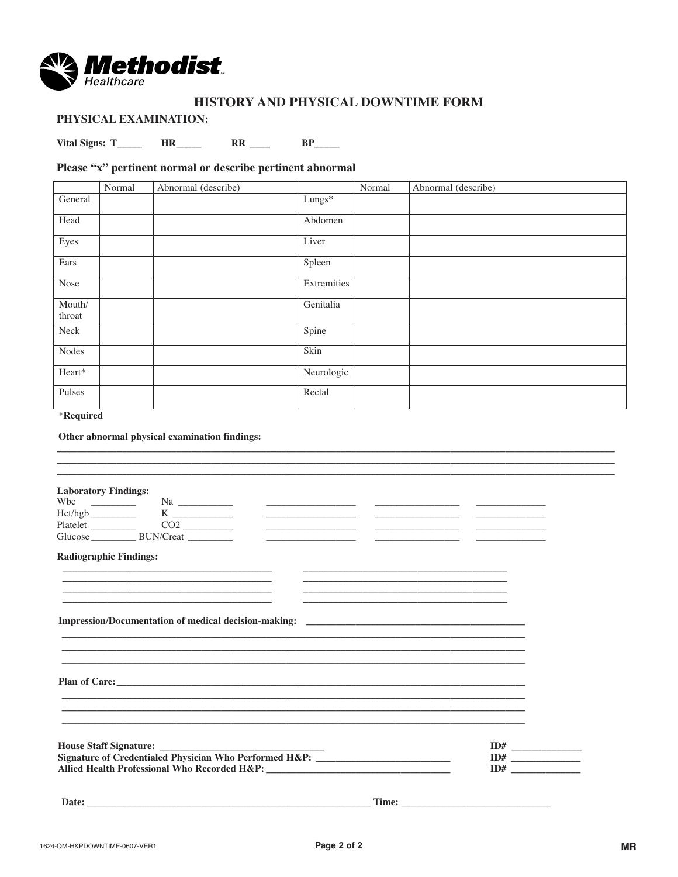Methodist Healthcare

# HISTORY AND PHYSICAL DOWNTIME FORM

## PHYSICAL EXAMINATION:

**Vital Signs: T_____ HR_____ RR ____ BP_____**

### Please "x" pertinent normal or describe pertinent abnormal

| | Normal | Abnormal (describe) | | Normal | Abnormal (describe) |
|---|---|---|---|---|---|
| General | | | Lungs* | | |
| Head | | | Abdomen | | |
| Eyes | | | Liver | | |
| Ears | | | Spleen | | |
| Nose | | | Extremities | | |
| Mouth/ throat | | | Genitalia | | |
| Neck | | | Spine | | |
| Nodes | | | Skin | | |
| Heart* | | | Neurologic | | |
| Pulses | | | Rectal | | |

*Required

**Other abnormal physical examination findings:**

_______________________________________________________________________________

_______________________________________________________________________________

_______________________________________________________________________________

**Laboratory Findings:**

Wbc _________ Na ___________ ___________________ __________________ ______________

Hct/hgb _________ K ____________ ___________________ __________________ ______________

Platelet _________ CO2 __________ ___________________ __________________ ______________

Glucose _________ BUN/Creat _________ ___________________ __________________ ______________

**Radiographic Findings:**

___________________________________________ ___________________________________________

___________________________________________ ___________________________________________

___________________________________________ ___________________________________________

___________________________________________ ___________________________________________

**Impression/Documentation of medical decision-making:** ____________________________________________

_______________________________________________________________________________

_______________________________________________________________________________

_______________________________________________________________________________

**Plan of Care:** _______________________________________________________________________________

_______________________________________________________________________________

_______________________________________________________________________________

_______________________________________________________________________________

**House Staff Signature:** __________________________________ **ID#** _____________

**Signature of Credentialed Physician Who Performed H&P:** __________________________ **ID#** _____________

**Allied Health Professional Who Recorded H&P:** ____________________________________ **ID#** _____________

**Date:** ___________________________________________________________ **Time:** ______________________________

1624-QM-H&PDOWNTIME-0607-VER1

MR